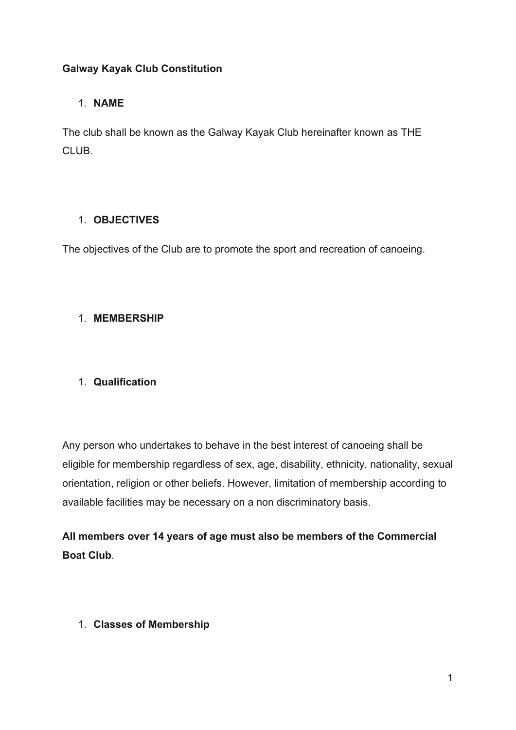**Galway Kayak Club Constitution**

1. **NAME**

The club shall be known as the Galway Kayak Club hereinafter known as THE CLUB.

1. **OBJECTIVES**

The objectives of the Club are to promote the sport and recreation of canoeing.

1. **MEMBERSHIP**

1. **Qualification**

Any person who undertakes to behave in the best interest of canoeing shall be eligible for membership regardless of sex, age, disability, ethnicity, nationality, sexual orientation, religion or other beliefs. However, limitation of membership according to available facilities may be necessary on a non discriminatory basis.

**All members over 14 years of age must also be members of the Commercial Boat Club**.

1. **Classes of Membership**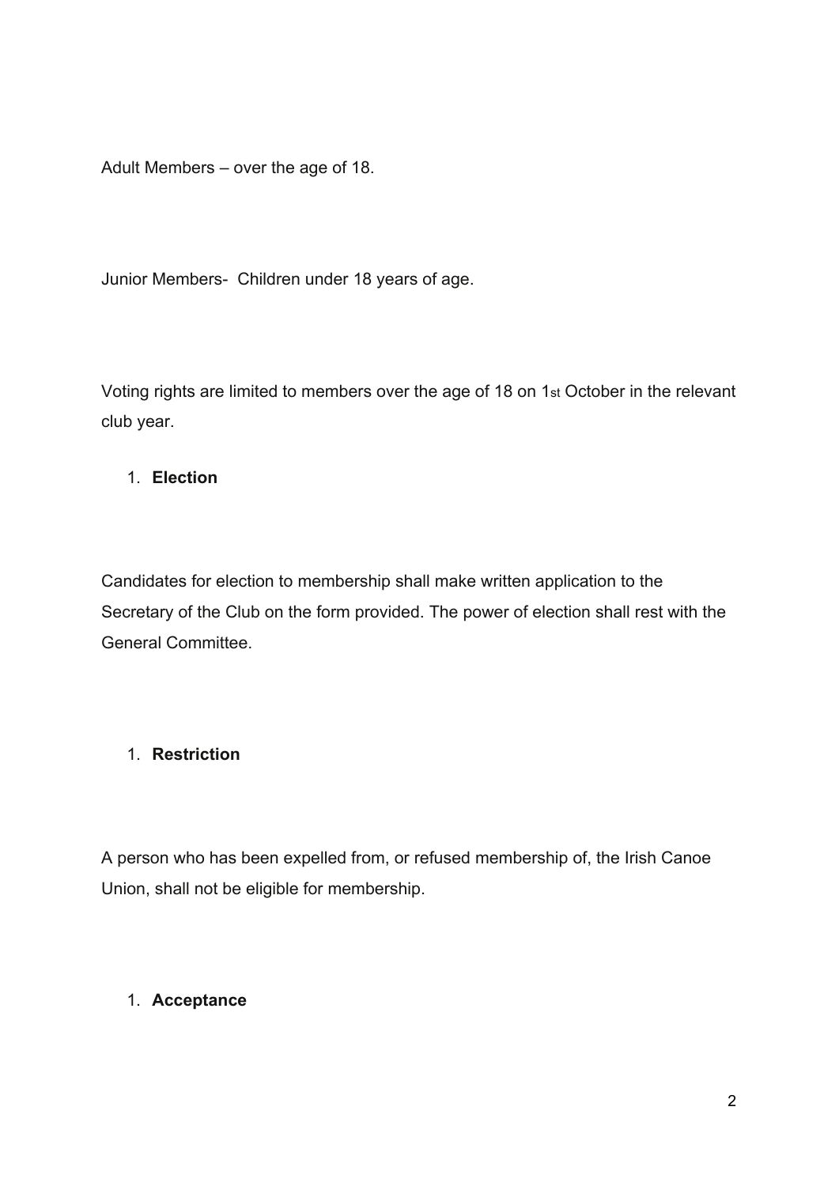Adult Members – over the age of 18.

Junior Members- Children under 18 years of age.

Voting rights are limited to members over the age of 18 on 1st October in the relevant club year.

1. **Election**

Candidates for election to membership shall make written application to the Secretary of the Club on the form provided. The power of election shall rest with the General Committee.

1. **Restriction**

A person who has been expelled from, or refused membership of, the Irish Canoe Union, shall not be eligible for membership.

1. **Acceptance**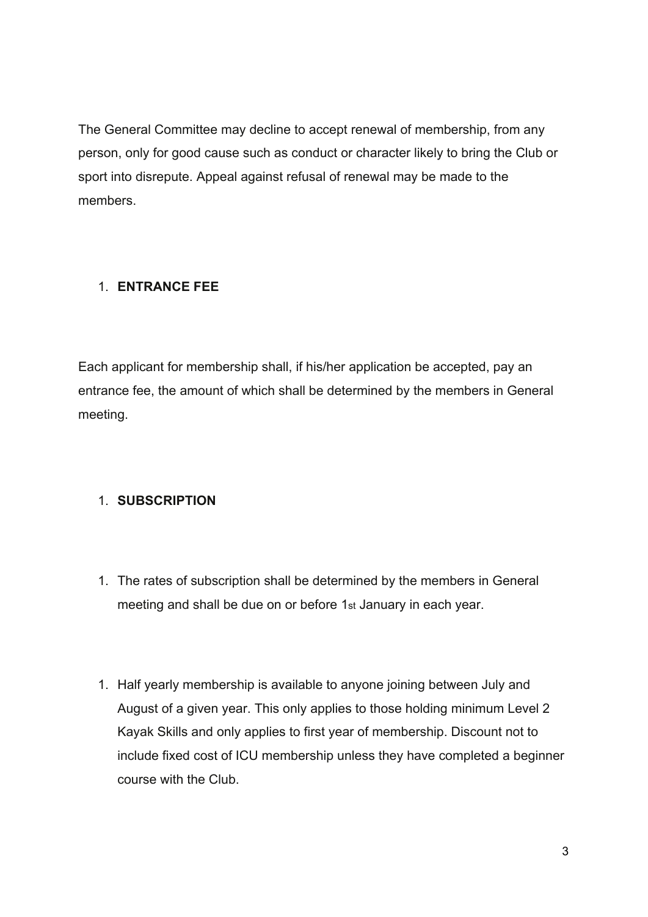The General Committee may decline to accept renewal of membership, from any person, only for good cause such as conduct or character likely to bring the Club or sport into disrepute. Appeal against refusal of renewal may be made to the members.

1. **ENTRANCE FEE**

Each applicant for membership shall, if his/her application be accepted, pay an entrance fee, the amount of which shall be determined by the members in General meeting.

1. **SUBSCRIPTION**

1. The rates of subscription shall be determined by the members in General meeting and shall be due on or before 1st January in each year.

1. Half yearly membership is available to anyone joining between July and August of a given year. This only applies to those holding minimum Level 2 Kayak Skills and only applies to first year of membership. Discount not to include fixed cost of ICU membership unless they have completed a beginner course with the Club.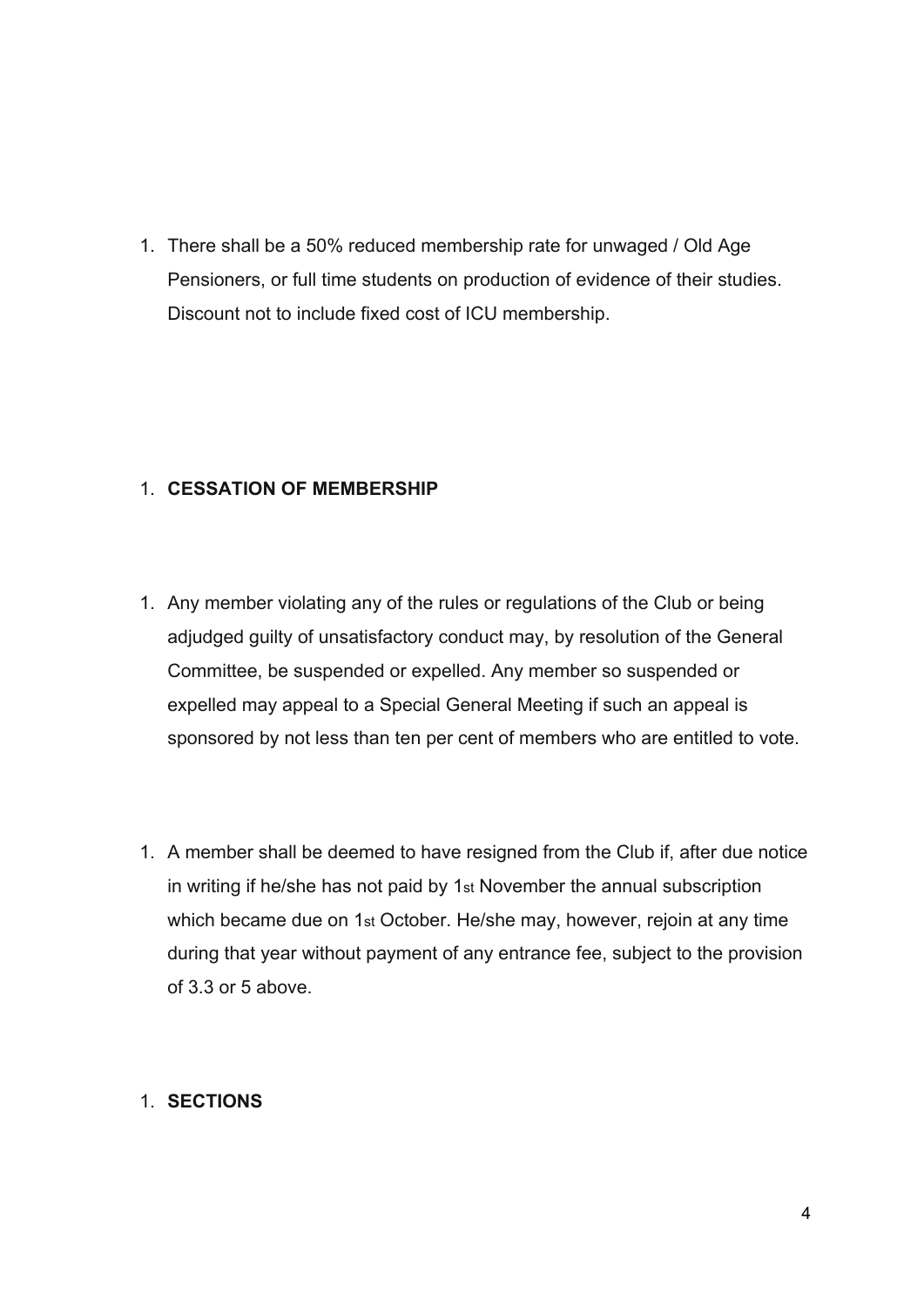1. There shall be a 50% reduced membership rate for unwaged / Old Age Pensioners, or full time students on production of evidence of their studies. Discount not to include fixed cost of ICU membership.

1. **CESSATION OF MEMBERSHIP**

1. Any member violating any of the rules or regulations of the Club or being adjudged guilty of unsatisfactory conduct may, by resolution of the General Committee, be suspended or expelled. Any member so suspended or expelled may appeal to a Special General Meeting if such an appeal is sponsored by not less than ten per cent of members who are entitled to vote.

1. A member shall be deemed to have resigned from the Club if, after due notice in writing if he/she has not paid by 1st November the annual subscription which became due on 1st October. He/she may, however, rejoin at any time during that year without payment of any entrance fee, subject to the provision of 3.3 or 5 above.

1. **SECTIONS**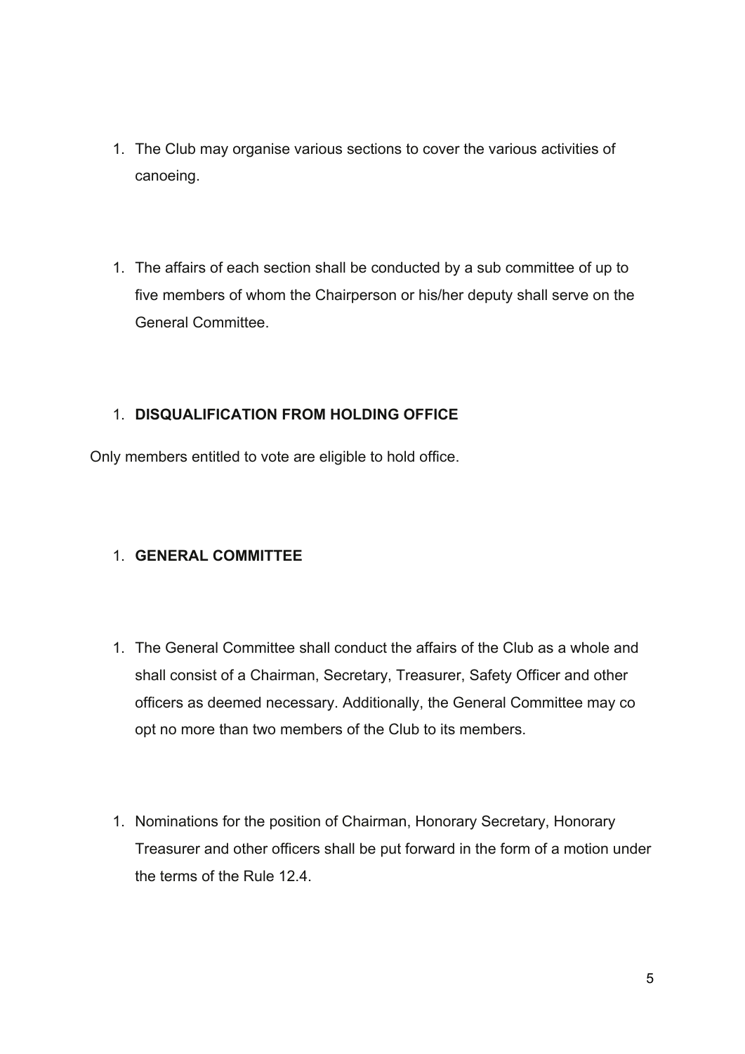1. The Club may organise various sections to cover the various activities of canoeing.

1. The affairs of each section shall be conducted by a sub committee of up to five members of whom the Chairperson or his/her deputy shall serve on the General Committee.

1. **DISQUALIFICATION FROM HOLDING OFFICE**

Only members entitled to vote are eligible to hold office.

1. **GENERAL COMMITTEE**

1. The General Committee shall conduct the affairs of the Club as a whole and shall consist of a Chairman, Secretary, Treasurer, Safety Officer and other officers as deemed necessary. Additionally, the General Committee may co opt no more than two members of the Club to its members.

1. Nominations for the position of Chairman, Honorary Secretary, Honorary Treasurer and other officers shall be put forward in the form of a motion under the terms of the Rule 12.4.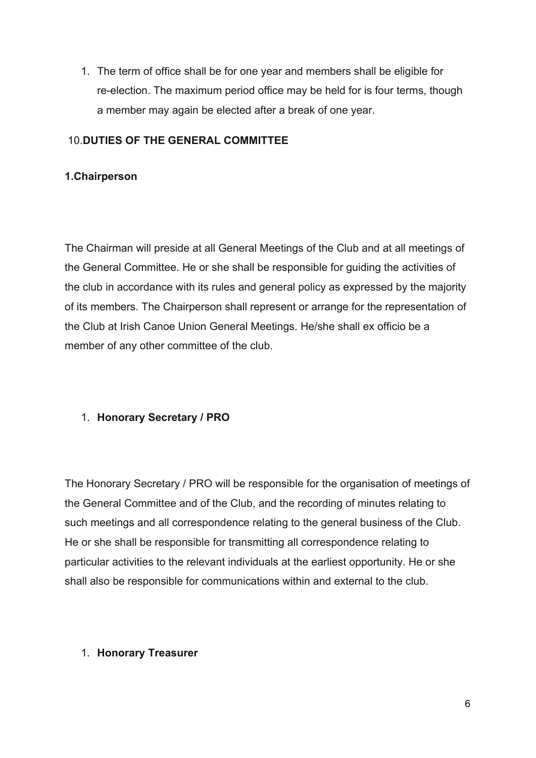1. The term of office shall be for one year and members shall be eligible for re-election. The maximum period office may be held for is four terms, though a member may again be elected after a break of one year.

10.**DUTIES OF THE GENERAL COMMITTEE**

**1.Chairperson**

The Chairman will preside at all General Meetings of the Club and at all meetings of the General Committee. He or she shall be responsible for guiding the activities of the club in accordance with its rules and general policy as expressed by the majority of its members. The Chairperson shall represent or arrange for the representation of the Club at Irish Canoe Union General Meetings. He/she shall ex officio be a member of any other committee of the club.

1. **Honorary Secretary / PRO**

The Honorary Secretary / PRO will be responsible for the organisation of meetings of the General Committee and of the Club, and the recording of minutes relating to such meetings and all correspondence relating to the general business of the Club. He or she shall be responsible for transmitting all correspondence relating to particular activities to the relevant individuals at the earliest opportunity. He or she shall also be responsible for communications within and external to the club.

1. **Honorary Treasurer**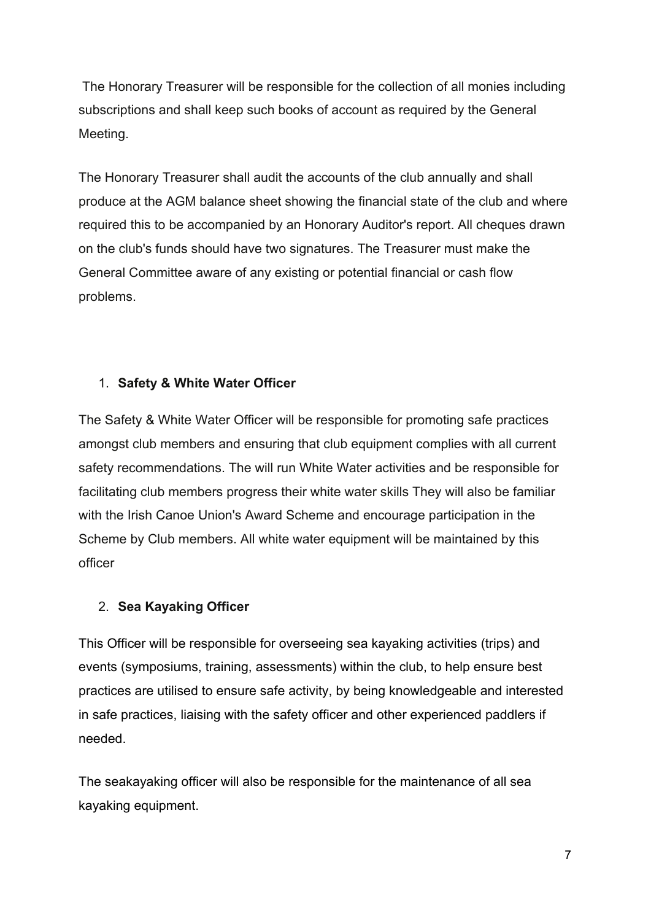The Honorary Treasurer will be responsible for the collection of all monies including subscriptions and shall keep such books of account as required by the General Meeting.

The Honorary Treasurer shall audit the accounts of the club annually and shall produce at the AGM balance sheet showing the financial state of the club and where required this to be accompanied by an Honorary Auditor's report. All cheques drawn on the club's funds should have two signatures. The Treasurer must make the General Committee aware of any existing or potential financial or cash flow problems.

1. **Safety & White Water Officer**

The Safety & White Water Officer will be responsible for promoting safe practices amongst club members and ensuring that club equipment complies with all current safety recommendations. The will run White Water activities and be responsible for facilitating club members progress their white water skills They will also be familiar with the Irish Canoe Union's Award Scheme and encourage participation in the Scheme by Club members. All white water equipment will be maintained by this officer

2. **Sea Kayaking Officer**

This Officer will be responsible for overseeing sea kayaking activities (trips) and events (symposiums, training, assessments) within the club, to help ensure best practices are utilised to ensure safe activity, by being knowledgeable and interested in safe practices, liaising with the safety officer and other experienced paddlers if needed.

The seakayaking officer will also be responsible for the maintenance of all sea kayaking equipment.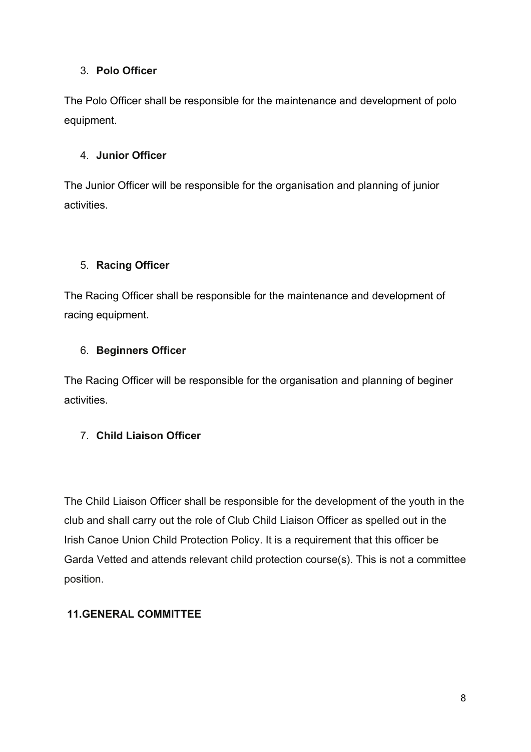3. **Polo Officer**

The Polo Officer shall be responsible for the maintenance and development of polo equipment.

4. **Junior Officer**

The Junior Officer will be responsible for the organisation and planning of junior activities.

5. **Racing Officer**

The Racing Officer shall be responsible for the maintenance and development of racing equipment.

6. **Beginners Officer**

The Racing Officer will be responsible for the organisation and planning of beginer activities.

7. **Child Liaison Officer**

The Child Liaison Officer shall be responsible for the development of the youth in the club and shall carry out the role of Club Child Liaison Officer as spelled out in the Irish Canoe Union Child Protection Policy. It is a requirement that this officer be Garda Vetted and attends relevant child protection course(s). This is not a committee position.

**11.GENERAL COMMITTEE**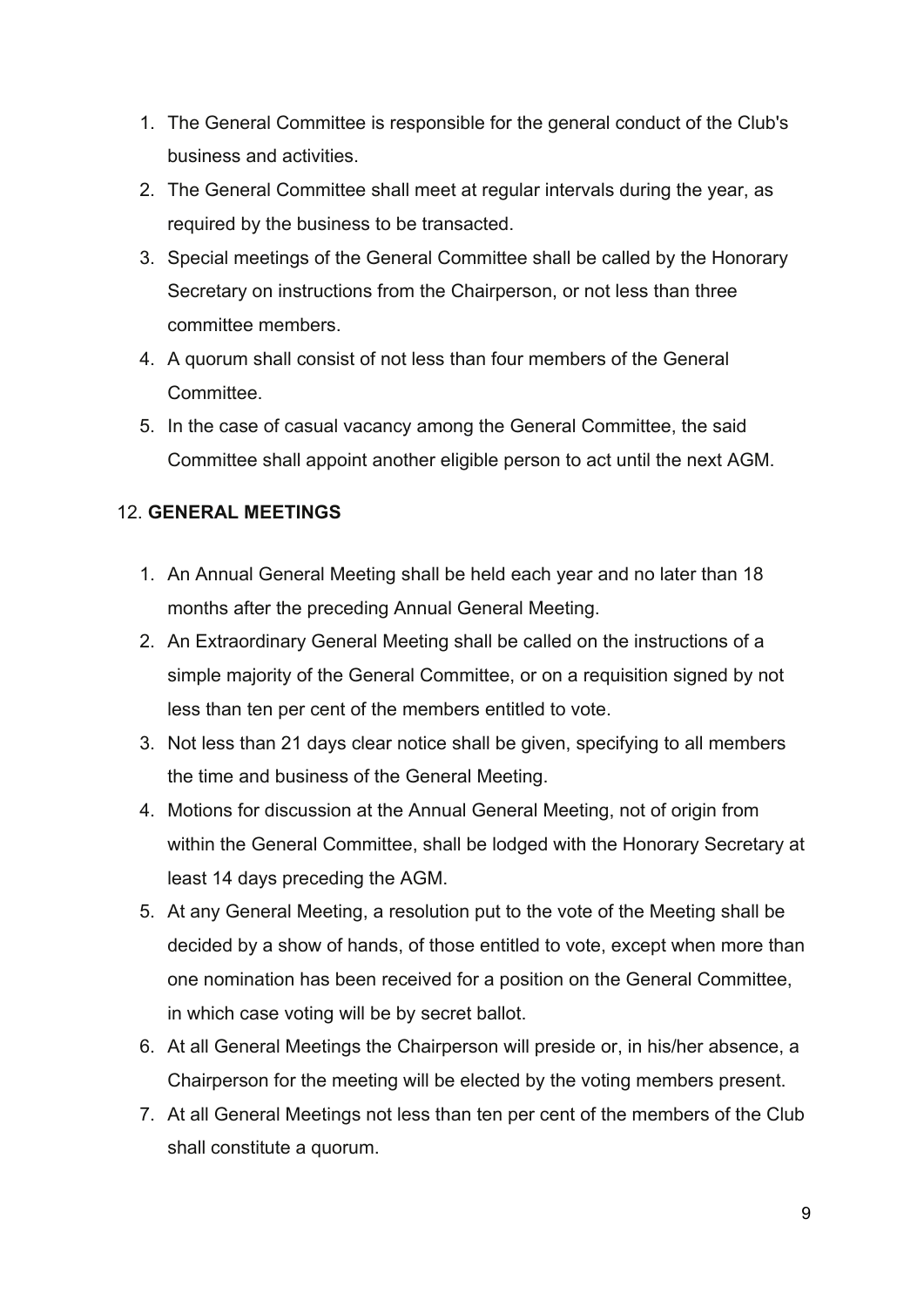1. The General Committee is responsible for the general conduct of the Club's business and activities.
2. The General Committee shall meet at regular intervals during the year, as required by the business to be transacted.
3. Special meetings of the General Committee shall be called by the Honorary Secretary on instructions from the Chairperson, or not less than three committee members.
4. A quorum shall consist of not less than four members of the General Committee.
5. In the case of casual vacancy among the General Committee, the said Committee shall appoint another eligible person to act until the next AGM.

12. **GENERAL MEETINGS**

1. An Annual General Meeting shall be held each year and no later than 18 months after the preceding Annual General Meeting.
2. An Extraordinary General Meeting shall be called on the instructions of a simple majority of the General Committee, or on a requisition signed by not less than ten per cent of the members entitled to vote.
3. Not less than 21 days clear notice shall be given, specifying to all members the time and business of the General Meeting.
4. Motions for discussion at the Annual General Meeting, not of origin from within the General Committee, shall be lodged with the Honorary Secretary at least 14 days preceding the AGM.
5. At any General Meeting, a resolution put to the vote of the Meeting shall be decided by a show of hands, of those entitled to vote, except when more than one nomination has been received for a position on the General Committee, in which case voting will be by secret ballot.
6. At all General Meetings the Chairperson will preside or, in his/her absence, a Chairperson for the meeting will be elected by the voting members present.
7. At all General Meetings not less than ten per cent of the members of the Club shall constitute a quorum.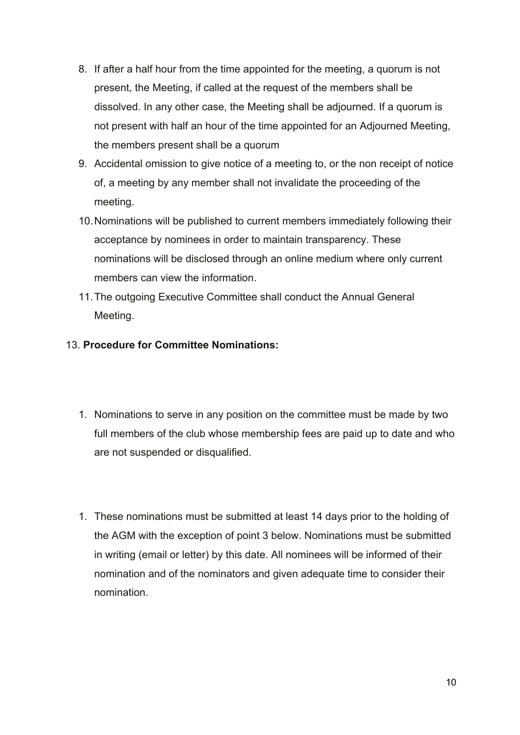8. If after a half hour from the time appointed for the meeting, a quorum is not present, the Meeting, if called at the request of the members shall be dissolved. In any other case, the Meeting shall be adjourned. If a quorum is not present with half an hour of the time appointed for an Adjourned Meeting, the members present shall be a quorum
9. Accidental omission to give notice of a meeting to, or the non receipt of notice of, a meeting by any member shall not invalidate the proceeding of the meeting.
10. Nominations will be published to current members immediately following their acceptance by nominees in order to maintain transparency. These nominations will be disclosed through an online medium where only current members can view the information.
11. The outgoing Executive Committee shall conduct the Annual General Meeting.

13. **Procedure for Committee Nominations:**

1. Nominations to serve in any position on the committee must be made by two full members of the club whose membership fees are paid up to date and who are not suspended or disqualified.

1. These nominations must be submitted at least 14 days prior to the holding of the AGM with the exception of point 3 below. Nominations must be submitted in writing (email or letter) by this date. All nominees will be informed of their nomination and of the nominators and given adequate time to consider their nomination.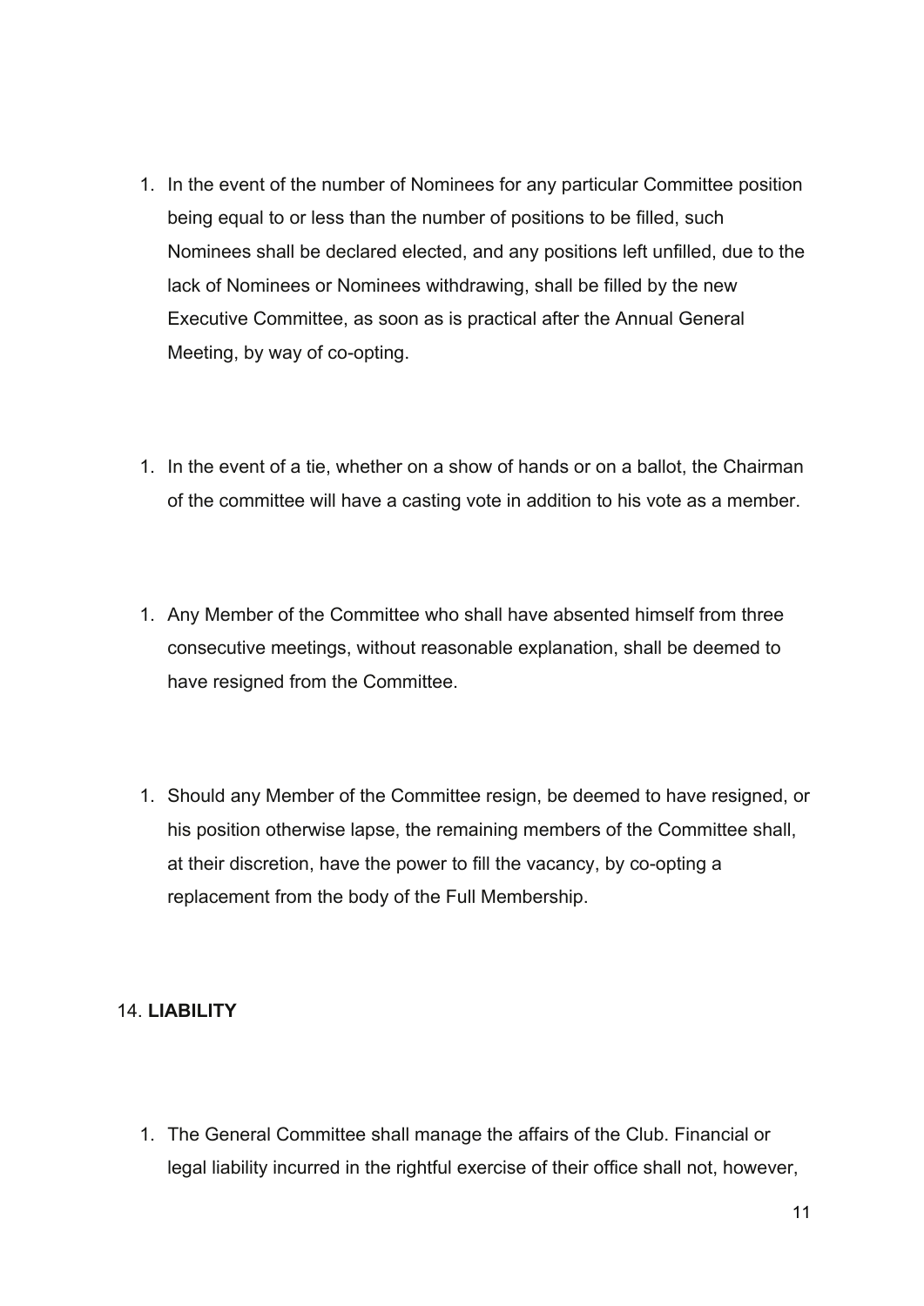1. In the event of the number of Nominees for any particular Committee position being equal to or less than the number of positions to be filled, such Nominees shall be declared elected, and any positions left unfilled, due to the lack of Nominees or Nominees withdrawing, shall be filled by the new Executive Committee, as soon as is practical after the Annual General Meeting, by way of co-opting.

1. In the event of a tie, whether on a show of hands or on a ballot, the Chairman of the committee will have a casting vote in addition to his vote as a member.

1. Any Member of the Committee who shall have absented himself from three consecutive meetings, without reasonable explanation, shall be deemed to have resigned from the Committee.

1. Should any Member of the Committee resign, be deemed to have resigned, or his position otherwise lapse, the remaining members of the Committee shall, at their discretion, have the power to fill the vacancy, by co-opting a replacement from the body of the Full Membership.

14. **LIABILITY**

1. The General Committee shall manage the affairs of the Club. Financial or legal liability incurred in the rightful exercise of their office shall not, however,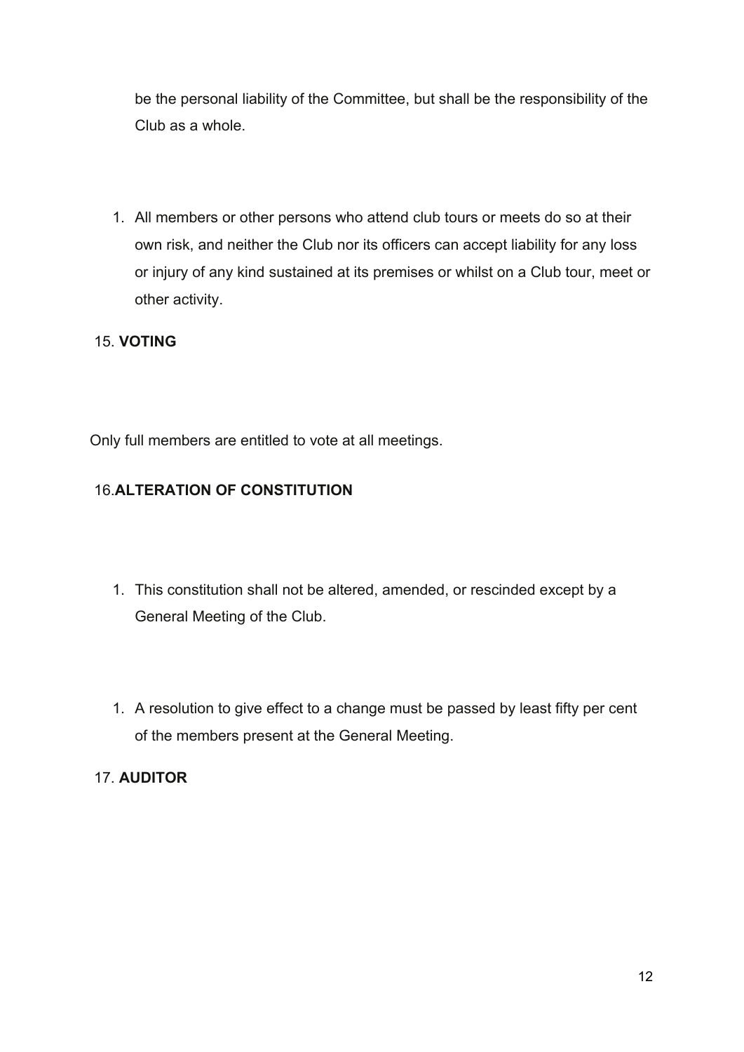be the personal liability of the Committee, but shall be the responsibility of the Club as a whole.

1. All members or other persons who attend club tours or meets do so at their own risk, and neither the Club nor its officers can accept liability for any loss or injury of any kind sustained at its premises or whilst on a Club tour, meet or other activity.

15. **VOTING**

Only full members are entitled to vote at all meetings.

16.**ALTERATION OF CONSTITUTION**

1. This constitution shall not be altered, amended, or rescinded except by a General Meeting of the Club.

1. A resolution to give effect to a change must be passed by least fifty per cent of the members present at the General Meeting.

17. **AUDITOR**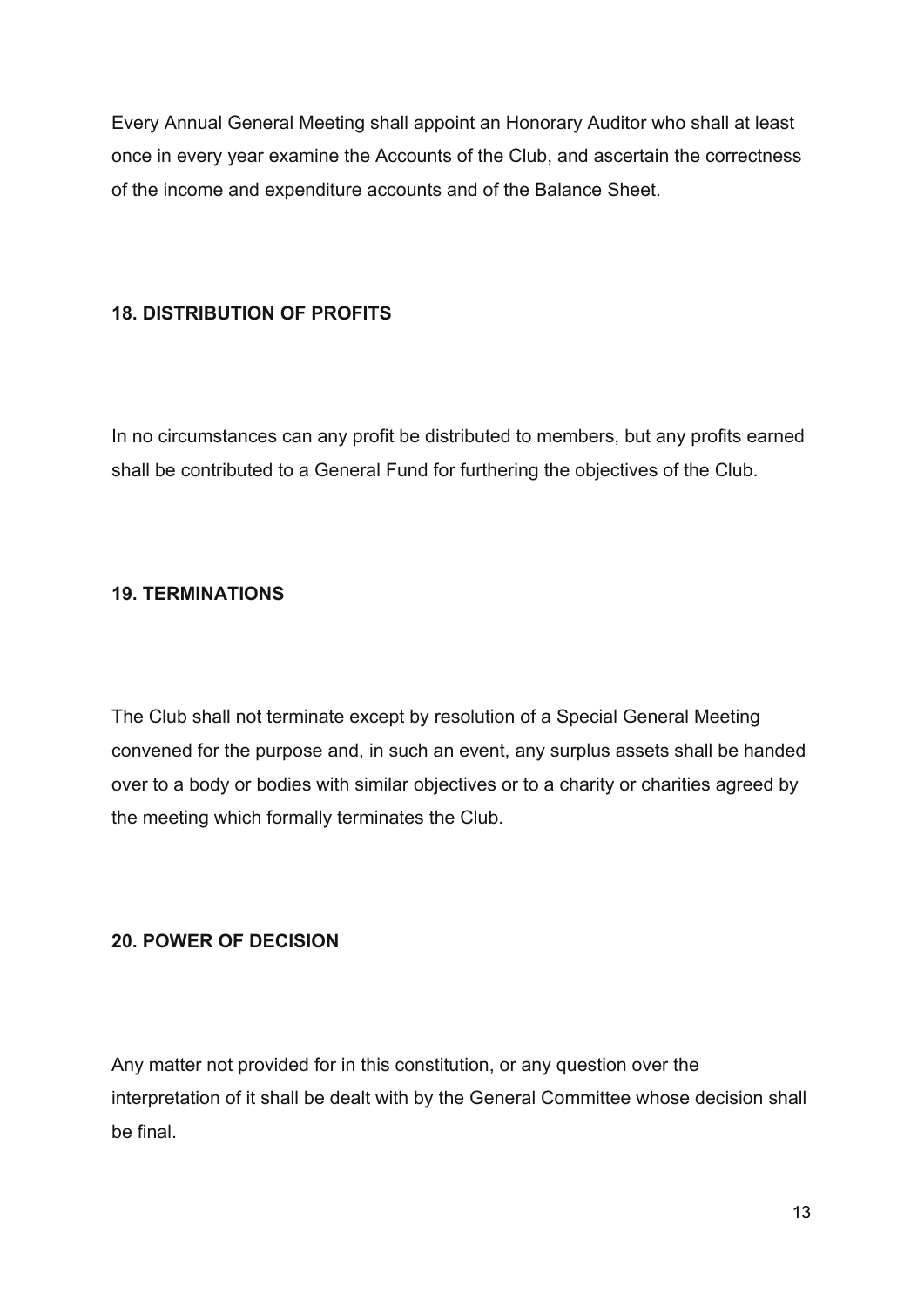Every Annual General Meeting shall appoint an Honorary Auditor who shall at least once in every year examine the Accounts of the Club, and ascertain the correctness of the income and expenditure accounts and of the Balance Sheet.

## 18. DISTRIBUTION OF PROFITS

In no circumstances can any profit be distributed to members, but any profits earned shall be contributed to a General Fund for furthering the objectives of the Club.

## 19. TERMINATIONS

The Club shall not terminate except by resolution of a Special General Meeting convened for the purpose and, in such an event, any surplus assets shall be handed over to a body or bodies with similar objectives or to a charity or charities agreed by the meeting which formally terminates the Club.

## 20. POWER OF DECISION

Any matter not provided for in this constitution, or any question over the interpretation of it shall be dealt with by the General Committee whose decision shall be final.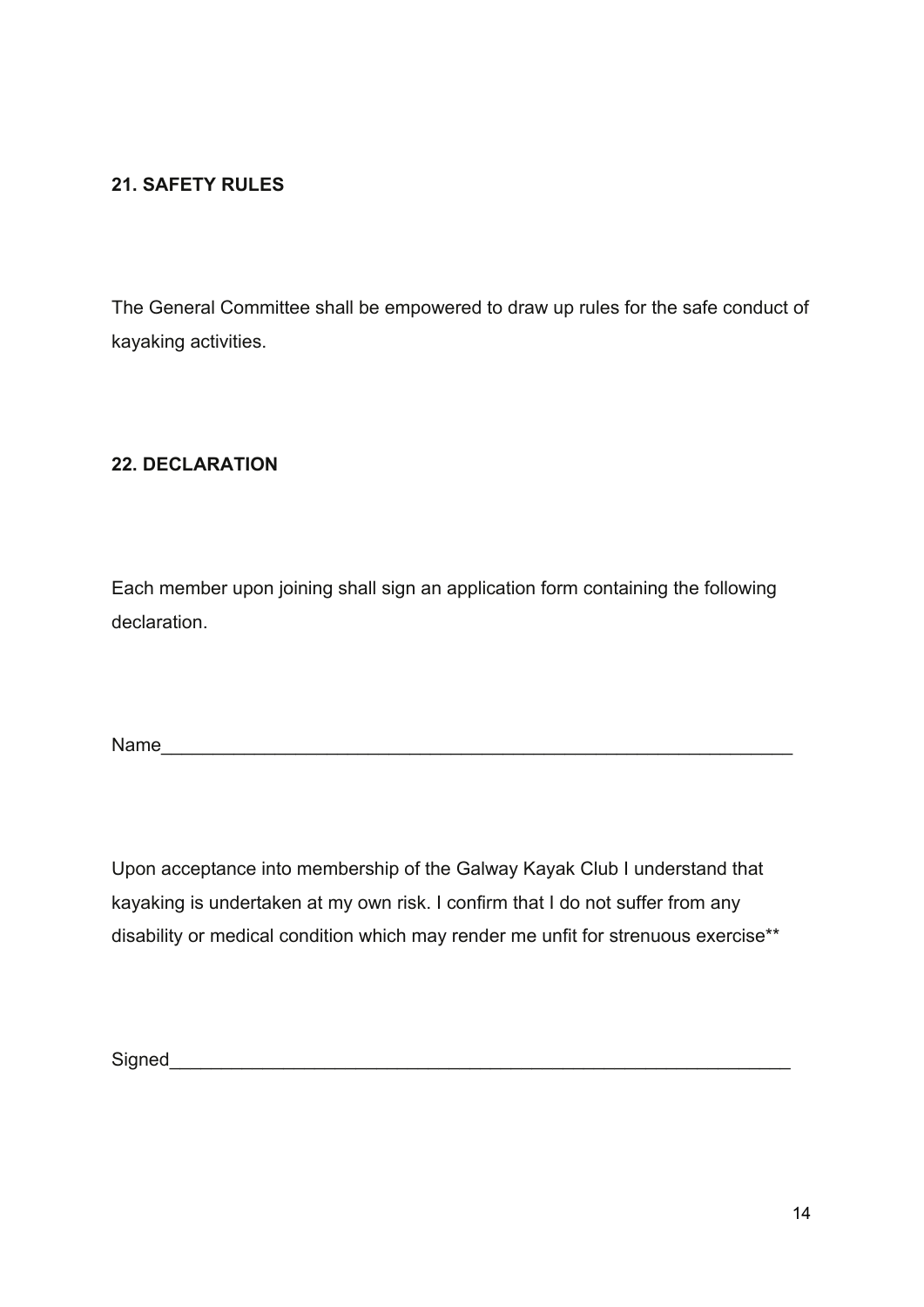**21. SAFETY RULES**

The General Committee shall be empowered to draw up rules for the safe conduct of kayaking activities.

**22. DECLARATION**

Each member upon joining shall sign an application form containing the following declaration.

Name_______________________________________________________________

Upon acceptance into membership of the Galway Kayak Club I understand that kayaking is undertaken at my own risk. I confirm that I do not suffer from any disability or medical condition which may render me unfit for strenuous exercise**

Signed______________________________________________________________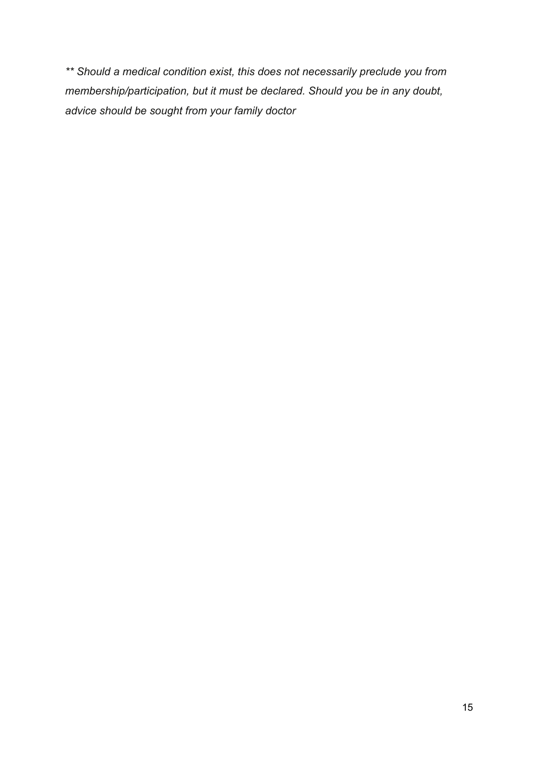*\*\* Should a medical condition exist, this does not necessarily preclude you from membership/participation, but it must be declared. Should you be in any doubt, advice should be sought from your family doctor*

*** Should a medical condition exist, this does not necessarily preclude you from membership/participation, but it must be declared. Should you be in any doubt, advice should be sought from your family doctor*